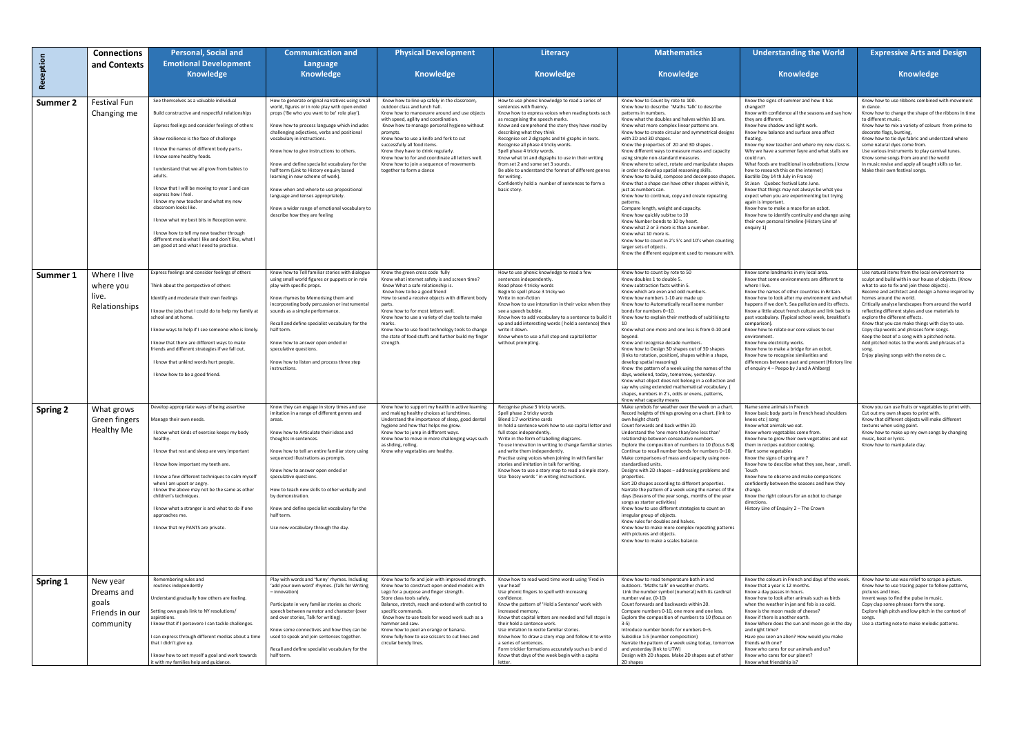| Reception | Connections and Contexts | Personal, Social and Emotional Development Knowledge | Communication and Language Knowledge | Physical Development Knowledge | Literacy Knowledge | Mathematics Knowledge | Understanding the World Knowledge | Expressive Arts and Design Knowledge |
| --- | --- | --- | --- | --- | --- | --- | --- | --- |
| **Summer 2** | Festival Fun Changing me | See themselves as a valuable individual<br><br>Build constructive and respectful relationships<br><br>Express feelings and consider feelings of others<br><br>Show resilience is the face of challenge<br><br>I know the names of different body parts.<br>I know some healthy foods.<br><br>I understand that we all grow from babies to adults.<br><br>I know that I will be moving to year 1 and can express how I feel.<br>I know my new teacher and what my new classroom looks like.<br><br>I know what my best bits in Reception were.<br><br>I know how to tell my new teacher through different media what I like and don't like, what I am good at and what I need to practise. | How to generate original narratives using small world, figures or in role play with open ended props ('Be who you want to be' role play').<br><br>Know how to process language which includes challenging adjectives, verbs and positional vocabulary in instructions.<br><br>Know how to give instructions to others.<br><br>Know and define specialist vocabulary for the half term (Link to History enquiry based learning in new scheme of work).<br><br>Know when and where to use prepositional language and tenses appropriately.<br><br>Know a wider range of emotional vocabulary to describe how they are feeling | Know how to line up safely in the classroom, outdoor class and lunch hall.<br>Know how to manoeuvre around and use objects with speed, agility and coordination.<br>Know how to manage personal hygiene without prompts.<br>Know how to use a knife and fork to cut successfully all food items.<br>Know they have to drink regularly.<br>Know how to for and coordinate all letters well.<br>Know how to join a sequence of movements together to form a dance | How to use phonic knowledge to read a series of sentences with fluency.<br>Know how to express voices when reading texts such as recognising the speech marks.<br>Know and comprehend the story they have read by describing what they think<br>Recognise set 2 digraphs and tri-graphs in texts.<br>Recognise all phase 4 tricky words.<br>Spell phase 4 tricky words.<br>Know what tri and digraphs to use in their writing from set 2 and some set 3 sounds.<br>Be able to understand the format of different genres for writing.<br>Confidently hold a number of sentences to form a basic story. | Know how to Count by rote to 100.<br>Know how to describe 'Maths Talk' to describe patterns in numbers.<br>Know what the doubles and halves within 10 are.<br>Know what more complex linear patterns are.<br>Know how to create circular and symmetrical designs with 2D and 3D shapes.<br>Know the properties of 2D and 3D shapes .<br>Know different ways to measure mass and capacity using simple non-standard measures.<br>Know where to select, rotate and manipulate shapes in order to develop spatial reasoning skills.<br>Know how to build, compose and decompose shapes.<br>Know that a shape can have other shapes within it, just as numbers can.<br>Know how to continue, copy and create repeating patterns.<br>Compare length, weight and capacity.<br>Know how quickly subitse to 10<br>Know Number bonds to 10 by heart.<br>Know what 2 or 3 more is than a number.<br>Know what 10 more is.<br>Know how to count in 2's 5's and 10's when counting larger sets of objects.<br>Know the different equipment used to measure with. | Know the signs of summer and how it has changed?<br>Know with confidence all the seasons and say how they are different.<br>Know how shadow and light work.<br>Know how balance and surface area affect floating.<br>Know my new teacher and where my new class is.<br>Why we have a summer fayre and what stalls we could run.<br>What foods are traditional in celebrations.( know how to research this on the internet)<br>Bastille Day 14 th July in France)<br>St Jean Quebec festival Late June.<br>Know that things may not always be what you expect when you are experimenting but trying again is important.<br>Know how to make a maze for an ozbot.<br>Know how to identify continuity and change using their own personal timeline (History Line of enquiry 1) | Know how to use ribbons combined with movement in dance.<br>Know how to change the shape of the ribbons in time to different music.<br>Know how to mix a variety of colours from prime to decorate flags, bunting,<br>Know how to tie dye fabric and understand where some natural dyes come from.<br>Use various instruments to play carnival tunes.<br>Know some songs from around the world<br>In music revise and apply all taught skills so far.<br>Make their own festival songs. |
| **Summer 1** | Where I live where you live. Relationships | Express feelings and consider feelings of others<br><br>Think about the perspective of others<br><br>Identify and moderate their own feelings<br><br>I know the jobs that I could do to help my family at school and at home.<br><br>I know ways to help if I see someone who is lonely.<br><br>I know that there are different ways to make friends and different strategies if we fall out.<br><br>I know that unkind words hurt people.<br><br>I know how to be a good friend. | Know how to Tell familiar stories with dialogue using small world figures or puppets or in role play with specific props.<br><br>Know rhymes by Memorising them and incorporating body percussion or instrumental sounds as a simple performance.<br><br>Recall and define specialist vocabulary for the half term.<br><br>Know how to answer open ended or speculative questions.<br><br>Know how to listen and process three step instructions. | Know the green cross code fully<br>Know what internet safety is and screen time?<br>Know What a safe relationship is.<br>Know how to be a good friend<br>How to send a receive objects with different body parts.<br>Know how to for most letters well.<br>Know how to use a variety of clay tools to make marks.<br>Know how to use food technology tools to change the state of food stuffs and further build my finger strength. | How to use phonic knowledge to read a few sentences independently.<br>Read phase 4 tricky words<br>Begin to spell phase 3 tricky wo<br>Write in non-fiction<br>Know how to use intonation in their voice when they see a speech bubble.<br>Know how to add vocabulary to a sentence to build it up and add interesting words ( hold a sentence) then write it down.<br>Know when to use a full stop and capital letter without prompting. | Know how to count by rote to 50<br>Know doubles 1 to double 5.<br>Know subtraction facts within 5.<br>Know which are even and odd numbers.<br>Know how numbers 1-10 are made up<br>Know how to Automatically recall some number bonds for numbers 0–10.<br>Know how to explain their methods of subitising to 10<br>Know what one more and one less is from 0-10 and beyond.<br>Know and recognise decade numbers.<br>Know how to Design 3D shapes out of 3D shapes (links to rotation, position(, shapes within a shape, develop spatial reasoning)<br>Know the pattern of a week using the names of the days, weekend, today, tomorrow, yesterday.<br>Know what object does not belong in a collection and say why using extended mathematical vocabulary. ( shapes, numbers in 2's, odds or evens, patterns,<br>Know what capacity means | Know some landmarks in my local area.<br>Know that some environments are different to where I live.<br>Know the names of other countries in Britain.<br>Know how to look after my environment and what happens if we don't. Sea pollution and its effects.<br>Know a little about french culture and link back to past vocabulary. (Typical school week, breakfast's comparison).<br>Know how to relate our core values to our environment.<br>Know how electricity works.<br>Know how to make a bridge for an ozbot.<br>Know how to recognise similarities and differences between past and present (History line of enquiry 4 – Peepo by J and A Ahlberg) | Use natural items from the local environment to sculpt and build with in our house of objects. (Know what to use to fix and join these objects) .<br>Become and architect and design a home inspired by homes around the world.<br>Critically analyse landscapes from around the world reflecting different styles and use materials to explore the different effects.<br>Know that you can make things with clay to use.<br>Copy clap words and phrases form songs.<br>Keep the beat of a song with a pitched note.<br>Add pitched notes to the words and phrases of a song.<br>Enjoy playing songs with the notes de c. |
| **Spring 2** | What grows Green fingers Healthy Me | Develop appropriate ways of being assertive<br><br>Manage their own needs.<br><br>I know what kinds of exercise keeps my body healthy.<br><br>I know that rest and sleep are very important<br><br>I know how important my teeth are.<br><br>I know a few different techniques to calm myself when I am upset or angry.<br>I know the above may not be the same as other children's techniques.<br><br>I know what a stranger is and what to do if one approaches me.<br><br>I know that my PANTS are private. | Know they can engage in story times and use imitation in a range of different genres and areas.<br><br>Know how to Articulate their ideas and thoughts in sentences.<br><br>Know how to tell an entire familiar story using sequenced illustrations as prompts.<br><br>Know how to answer open ended or speculative questions.<br><br>How to teach new skills to other verbally and by demonstration.<br><br>Know and define specialist vocabulary for the half term.<br><br>Use new vocabulary through the day. | Know how to support my health in active learning and making healthy choices at lunchtimes.<br>Understand the importance of sleep, good dental hygiene and how that helps me grow.<br>Know how to jump in different ways.<br>Know how to move in more challenging ways such as sliding, rolling.<br>Know why vegetables are healthy. | Recognise phase 3 tricky words.<br>Spell phase 2 tricky words<br>Blend 1:7 worktime cards<br>In hold a sentence work how to use capital letter and full stops independently.<br>Write in the form of labelling diagrams.<br>To use innovation in writing to change familiar stories and write them independently.<br>Practise using voices when joining in with familiar stories and imitation in talk for writing.<br>Know how to use a story map to read a simple story.<br>Use 'bossy words ' in writing instructions. | Make symbols for weather over the week on a chart.<br>Record heights of things growing on a chart. (link to own height chart)<br>Count forwards and back within 20.<br>Understand the 'one more than/one less than' relationship between consecutive numbers.<br>Explore the composition of numbers to 10 (focus 6-8)<br>Continue to recall number bonds for numbers 0–10.<br>Make comparisons of mass and capacity using non-standardised units.<br>Designs with 2D shapes – addressing problems and properties.<br>Sort 2D shapes according to different properties.<br>Narrate the pattern of a week using the names of the days (Seasons of the year songs, months of the year songs as starter activities)<br>Know how to use different strategies to count an irregular group of objects.<br>Know rules for doubles and halves.<br>Know how to make more complex repeating patterns with pictures and objects.<br>Know how to make a scales balance. | Name some animals in French<br>Know basic body parts in French head shoulders knees etc ( song<br>Know what animals we eat.<br>Know where vegetables come from.<br>Know how to grow their own vegetables and eat them in recipes outdoor cooking.<br>Plant some vegetables<br>Know the signs of spring are ?<br>Know how to describe what they see, hear , smell. Touch<br>Know how to observe and make comparisons confidently between the seasons and how they change.<br>Know the right colours for an ozbot to change directions.<br>History Line of Enquiry 2 – The Crown | Know you can use fruits or vegetables to print with.<br>Cut out my own shapes to print with.<br>Know that different objects will make different textures when using paint.<br>Know how to make up my own songs by changing music, beat or lyrics.<br>Know how to manipulate clay. |
| **Spring 1** | New year Dreams and goals Friends in our community | Remembering rules and routines independently<br><br>Understand gradually how others are feeling.<br><br>Setting own goals link to NY resolutions/ aspirations.<br>I know that if I persevere I can tackle challenges.<br><br>I can express through different medias about a time that I didn't give up.<br><br>I know how to set myself a goal and work towards it with my families help and guidance. | Play with words and 'funny' rhymes. Including 'add your own word' rhymes. (Talk for Writing – innovation)<br><br>Participate in very familiar stories as choric speech between narrator and character (over and over stories, Talk for writing).<br><br>Know some connectives and how they can be used to speak and join sentences together.<br><br>Recall and define specialist vocabulary for the half term. | Know how to fix and join with improved strength.<br>Know how to construct open ended models with Lego for a purpose and finger strength.<br>Store class tools safely.<br>Balance, stretch, reach and extend with control to specific commands.<br>Know how to use tools for wood work such as a hammer and saw.<br>Know how to peel an orange or banana.<br>Know fully how to use scissors to cut lines and circular bendy lines. | Know how to read word time words using 'Fred in your head'<br>Use phonic fingers to spell with increasing confidence.<br>Know the pattern of 'Hold a Sentence' work with increased memory.<br>Know that capital letters are needed and full stops in their hold a sentence work.<br>Use imitation to recite familiar stories.<br>Know how To draw a story map and follow it to write a series of sentences.<br>Form trickier formations accurately such as b and d<br>Know that days of the week begin with a capita letter. | Know how to read temperature both in and outdoors. 'Maths talk' on weather charts.<br>Link the number symbol (numeral) with its cardinal number value. (0-10)<br>Count forwards and backwards within 20.<br>Compare numbers 0-10, one more and one less.<br>Explore the composition of numbers to 10 (focus on 3-5)<br>Introduce number bonds for numbers 0–5.<br>Subsidise 1-5 (number composition)<br>Narrate the pattern of a week using today, tomorrow and yesterday (link to UTW)<br>Design with 2D shapes. Make 2D shapes out of other 2D shapes | Know the colours in French and days of the week.<br>Know that a year is 12 months.<br>Know a day passes in hours.<br>Know how to look after animals such as birds when the weather in jan and feb is so cold.<br>Know is the moon made of cheese?<br>Know if there is another earth.<br>Know Where does the sun and moon go in the day and night time?<br>Have you seen an alien? How would you make friends with one?<br>Know who cares for our animals and us?<br>Know who cares for our planet?<br>Know what friendship is? | Know how to use wax relief to scrape a picture.<br>Know how to use tracing paper to follow patterns, pictures and lines.<br>Invent ways to find the pulse in music.<br>Copy clap some phrases form the song.<br>Explore high pitch and low pitch in the context of songs.<br>Use a starting note to make melodic patterns. |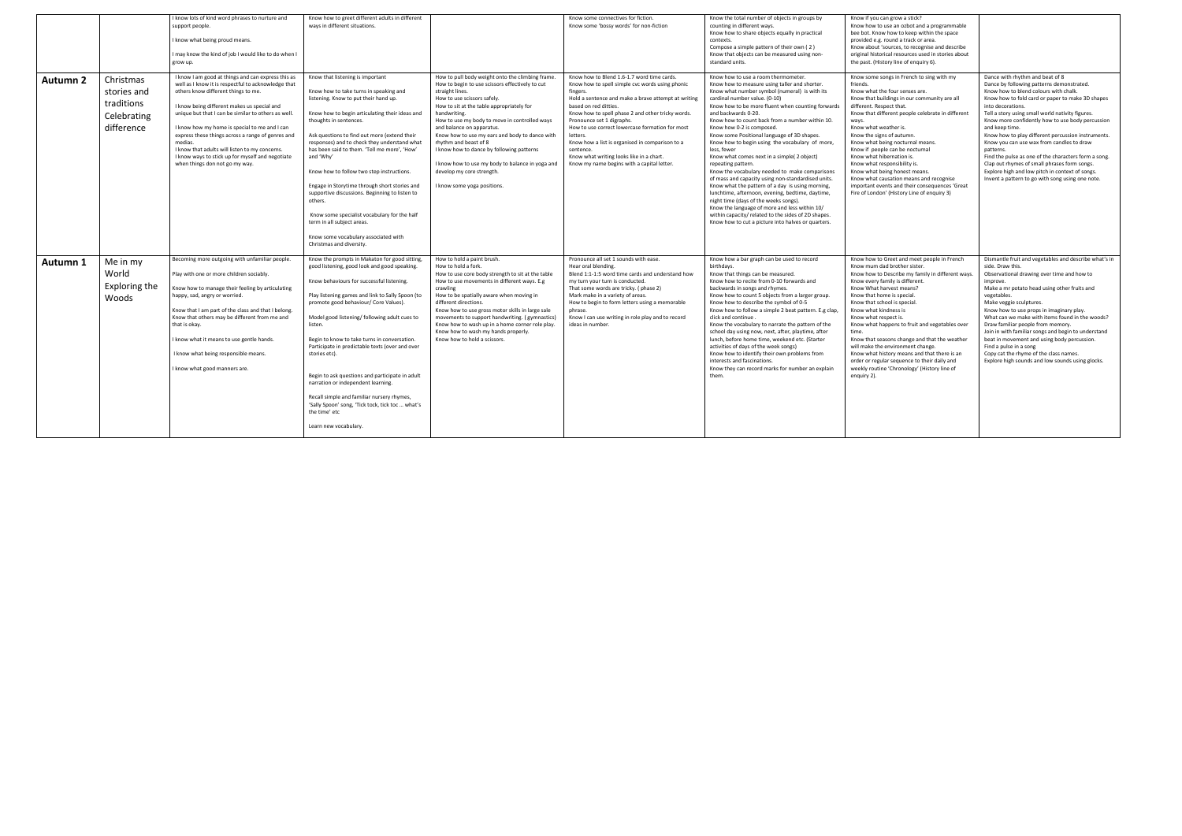| | | | | | | | | |
|---|---|---|---|---|---|---|---|---|
| | | I know lots of kind word phrases to nurture and support people.<br><br>I know what being proud means.<br><br>I may know the kind of job I would like to do when I grow up. | Know how to greet different adults in different ways in different situations. | | Know some connectives for fiction.<br>Know some 'bossy words' for non-fiction | Know the total number of objects in groups by counting in different ways.<br>Know how to share objects equally in practical contexts.<br>Compose a simple pattern of their own ( 2 )<br>Know that objects can be measured using non-standard units. | Know if you can grow a stick?<br>Know how to use an ozbot and a programmable bee bot. Know how to keep within the space provided e.g. round a track or area.<br>Know about 'sources, to recognise and describe original historical resources used in stories about the past. (History line of enquiry 6). | |
| **Autumn 2** | Christmas stories and traditions Celebrating difference | I know I am good at things and can express this as well as I know it is respectful to acknowledge that others know different things to me.<br><br>I know being different makes us special and unique but that I can be similar to others as well.<br><br>I know how my home is special to me and I can express these things across a range of genres and medias.<br>I know that adults will listen to my concerns.<br>I know ways to stick up for myself and negotiate when things don not go my way. | Know that listening is important<br><br>Know how to take turns in speaking and listening. Know to put their hand up.<br><br>Know how to begin articulating their ideas and thoughts in sentences.<br><br>Ask questions to find out more (extend their responses) and to check they understand what has been said to them. 'Tell me more', 'How' and 'Why'<br><br>Know how to follow two step instructions.<br><br>Engage in Storytime through short stories and supportive discussions. Beginning to listen to others.<br><br>Know some specialist vocabulary for the half term in all subject areas.<br><br>Know some vocabulary associated with Christmas and diversity. | How to pull body weight onto the climbing frame.<br>How to begin to use scissors effectively to cut straight lines.<br>How to use scissors safely.<br>How to sit at the table appropriately for handwriting.<br>How to use my body to move in controlled ways and balance on apparatus.<br>Know how to use my ears and body to dance with rhythm and beast of 8<br>I know how to dance by following patterns<br><br>I know how to use my body to balance in yoga and develop my core strength.<br><br>I know some yoga positions. | Know how to Blend 1.6-1.7 word time cards.<br>Know how to spell simple cvc words using phonic fingers.<br>Hold a sentence and make a brave attempt at writing based on red ditties.<br>Know how to spell phase 2 and other tricky words.<br>Pronounce set 1 digraphs.<br>How to use correct lowercase formation for most letters.<br>Know how a list is organised in comparison to a sentence.<br>Know what writing looks like in a chart.<br>Know my name begins with a capital letter. | Know how to use a room thermometer.<br>Know how to measure using taller and shorter.<br>Know what number symbol (numeral) is with its cardinal number value. (0-10)<br>Know how to be more fluent when counting forwards and backwards 0-20.<br>Know how to count back from a number within 10.<br>Know how 0-2 is composed.<br>Know some Positional language of 3D shapes.<br>Know how to begin using the vocabulary of more, less, fewer<br>Know what comes next in a simple( 2 object) repeating pattern.<br>Know the vocabulary needed to make comparisons of mass and capacity using non-standardised units.<br>Know what the pattern of a day is using morning, lunchtime, afternoon, evening, bedtime, daytime, night time (days of the weeks songs).<br>Know the language of more and less within 10/ within capacity/ related to the sides of 2D shapes.<br>Know how to cut a picture into halves or quarters. | Know some songs in French to sing with my friends.<br>Know what the four senses are.<br>Know that buildings in our community are all different. Respect that.<br>Know that different people celebrate in different ways.<br>Know what weather is.<br>Know the signs of autumn.<br>Know what being nocturnal means.<br>Know if people can be nocturnal<br>Know what hibernation is.<br>Know what responsibility is.<br>Know what being honest means.<br>Know what causation means and recognise important events and their consequences 'Great Fire of London' (History Line of enquiry 3) | Dance with rhythm and beat of 8<br>Dance by following patterns demonstrated.<br>Know how to blend colours with chalk.<br>Know how to fold card or paper to make 3D shapes into decorations.<br>Tell a story using small world nativity figures.<br>Know more confidently how to use body percussion and keep time.<br>Know how to play different percussion instruments.<br>Know you can use wax from candles to draw patterns.<br>Find the pulse as one of the characters form a song.<br>Clap out rhymes of small phrases form songs.<br>Explore high and low pitch in context of songs.<br>Invent a pattern to go with song using one note. |
| **Autumn 1** | Me in my World Exploring the Woods | Becoming more outgoing with unfamiliar people.<br><br>Play with one or more children socially.<br><br>Know how to manage their feeling by articulating happy, sad, angry or worried.<br><br>Know that I am part of the class and that I belong.<br>Know that others may be different from me and that is okay.<br><br>I know what it means to use gentle hands.<br><br>I know what being responsible means.<br><br>I know what good manners are. | Know the prompts in Makaton for good sitting, good listening, good look and good speaking.<br><br>Know behaviours for successful listening.<br><br>Play listening games and link to Sally Spoon (to promote good behaviour/ Core Values).<br><br>Model good listening/ following adult cues to listen.<br><br>Begin to know to take turns in conversation.<br>Participate in predictable texts (over and over stories etc).<br><br>Begin to ask questions and participate in adult narration or independent learning.<br><br>Recall simple and familiar nursery rhymes, 'Sally Spoon' song, 'Tick tock, tick toc … what's the time' etc<br><br>Learn new vocabulary. | How to hold a paint brush.<br>How to hold a fork.<br>How to use core body strength to sit at the table<br>How to use movements in different ways. E.g crawling<br>How to be spatially aware when moving in different directions.<br>Know how to use gross motor skills in large sale movements to support handwriting. ( gymnastics)<br>Know how to wash up in a home corner role play.<br>Know how to wash my hands properly.<br>Know how to hold a scissors. | Pronounce all set 1 sounds with ease.<br>Hear oral blending.<br>Blend 1:1-1:5 word time cards and understand how my turn your turn is conducted.<br>That some words are tricky. ( phase 2)<br>Mark make in a variety of areas.<br>How to begin to form letters using a memorable phrase.<br>Know I can use writing in role play and to record ideas in number. | Know how a bar graph can be used to record birthdays.<br>Know that things can be measured.<br>Know how to recite from 0-10 forwards and backwards in songs and rhymes.<br>Know how to count 5 objects from a larger group.<br>Know how to describe the symbol of 0-5<br>Know how to follow a simple 2 beat pattern. E.g clap, click and continue .<br>Know the vocabulary to narrate the pattern of the school day using now, next, after, playtime, after lunch, before home time, weekend etc. (Starter activities of days of the week songs)<br>Know how to identify their own problems from interests and fascinations.<br>Know they can record marks for number an explain them. | Know how to Greet and meet people in French<br>Know mum dad brother sister.<br>Know how to Describe my family in different ways.<br>Know every family is different.<br>Know What harvest means?<br>Know that home is special.<br>Know that school is special.<br>Know what kindness is<br>Know what respect is.<br>Know what happens to fruit and vegetables over time.<br>Know that seasons change and that the weather will make the environment change.<br>Know what history means and that there is an order or regular sequence to their daily and weekly routine 'Chronology' (History line of enquiry 2). | Dismantle fruit and vegetables and describe what's in side. Draw this.<br>Observational drawing over time and how to improve.<br>Make a mr potato head using other fruits and vegetables.<br>Make veggie sculptures.<br>Know how to use props in imaginary play.<br>What can we make with items found in the woods?<br>Draw familiar people from memory.<br>Join in with familiar songs and begin to understand beat in movement and using body percussion.<br>Find a pulse in a song<br>Copy cat the rhyme of the class names.<br>Explore high sounds and low sounds using glocks. |